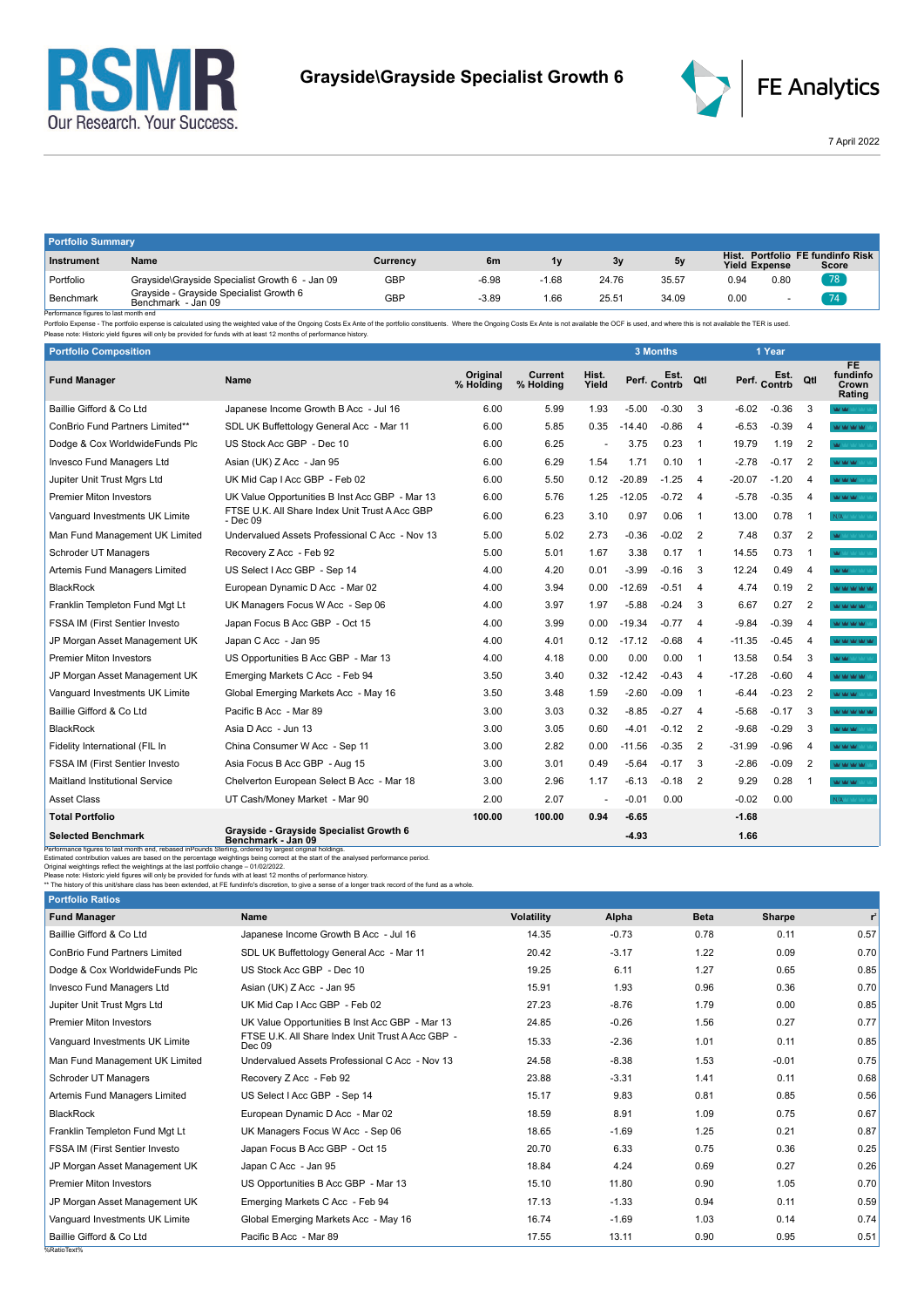# Grayside\Grayside Specialist Growth 6

7 April 2022

## Portfolio Summary

| Instrument | Name | Currency | 6m | 1y | 3y | 5y | Hist. Yield | Portfolio Expense | FE fundinfo Risk Score |
|---|---|---|---|---|---|---|---|---|---|
| Portfolio | Grayside\Grayside Specialist Growth 6 - Jan 09 | GBP | -6.98 | -1.68 | 24.76 | 35.57 | 0.94 | 0.80 | 78 |
| Benchmark | Grayside - Grayside Specialist Growth 6 Benchmark - Jan 09 | GBP | -3.89 | 1.66 | 25.51 | 34.09 | 0.00 | - | 74 |

Performance figures to last month end

Portfolio Expense - The portfolio expense is calculated using the weighted value of the Ongoing Costs Ex Ante of the portfolio constituents. Where the Ongoing Costs Ex Ante is not available the OCF is used, and where this is not available the TER is used.

Please note: Historic yield figures will only be provided for funds with at least 12 months of performance history.

## Portfolio Composition

| Fund Manager | Name | Original % Holding | Current % Holding | Hist. Yield | 3 Months Perf. | 3 Months Est. Contrb | 3 Months Qtl | 1 Year Perf. | 1 Year Est. Contrb | 1 Year Qtl | FE fundinfo Crown Rating |
|---|---|---|---|---|---|---|---|---|---|---|---|
| Baillie Gifford & Co Ltd | Japanese Income Growth B Acc - Jul 16 | 6.00 | 5.99 | 1.93 | -5.00 | -0.30 | 3 | -6.02 | -0.36 | 3 | |
| ConBrio Fund Partners Limited** | SDL UK Buffettology General Acc - Mar 11 | 6.00 | 5.85 | 0.35 | -14.40 | -0.86 | 4 | -6.53 | -0.39 | 4 | |
| Dodge & Cox WorldwideFunds Plc | US Stock Acc GBP - Dec 10 | 6.00 | 6.25 | - | 3.75 | 0.23 | 1 | 19.79 | 1.19 | 2 | |
| Invesco Fund Managers Ltd | Asian (UK) Z Acc - Jan 95 | 6.00 | 6.29 | 1.54 | 1.71 | 0.10 | 1 | -2.78 | -0.17 | 2 | |
| Jupiter Unit Trust Mgrs Ltd | UK Mid Cap I Acc GBP - Feb 02 | 6.00 | 5.50 | 0.12 | -20.89 | -1.25 | 4 | -20.07 | -1.20 | 4 | |
| Premier Miton Investors | UK Value Opportunities B Inst Acc GBP - Mar 13 | 6.00 | 5.76 | 1.25 | -12.05 | -0.72 | 4 | -5.78 | -0.35 | 4 | |
| Vanguard Investments UK Limite | FTSE U.K. All Share Index Unit Trust A Acc GBP - Dec 09 | 6.00 | 6.23 | 3.10 | 0.97 | 0.06 | 1 | 13.00 | 0.78 | 1 | N/A |
| Man Fund Management UK Limited | Undervalued Assets Professional C Acc - Nov 13 | 5.00 | 5.02 | 2.73 | -0.36 | -0.02 | 2 | 7.48 | 0.37 | 2 | |
| Schroder UT Managers | Recovery Z Acc - Feb 92 | 5.00 | 5.01 | 1.67 | 3.38 | 0.17 | 1 | 14.55 | 0.73 | 1 | |
| Artemis Fund Managers Limited | US Select I Acc GBP - Sep 14 | 4.00 | 4.20 | 0.01 | -3.99 | -0.16 | 3 | 12.24 | 0.49 | 4 | |
| BlackRock | European Dynamic D Acc - Mar 02 | 4.00 | 3.94 | 0.00 | -12.69 | -0.51 | 4 | 4.74 | 0.19 | 2 | |
| Franklin Templeton Fund Mgt Lt | UK Managers Focus W Acc - Sep 06 | 4.00 | 3.97 | 1.97 | -5.88 | -0.24 | 3 | 6.67 | 0.27 | 2 | |
| FSSA IM (First Sentier Investo | Japan Focus B Acc GBP - Oct 15 | 4.00 | 3.99 | 0.00 | -19.34 | -0.77 | 4 | -9.84 | -0.39 | 4 | |
| JP Morgan Asset Management UK | Japan C Acc - Jan 95 | 4.00 | 4.01 | 0.12 | -17.12 | -0.68 | 4 | -11.35 | -0.45 | 4 | |
| Premier Miton Investors | US Opportunities B Acc GBP - Mar 13 | 4.00 | 4.18 | 0.00 | 0.00 | 0.00 | 1 | 13.58 | 0.54 | 3 | |
| JP Morgan Asset Management UK | Emerging Markets C Acc - Feb 94 | 3.50 | 3.40 | 0.32 | -12.42 | -0.43 | 4 | -17.28 | -0.60 | 4 | |
| Vanguard Investments UK Limite | Global Emerging Markets Acc - May 16 | 3.50 | 3.48 | 1.59 | -2.60 | -0.09 | 1 | -6.44 | -0.23 | 2 | |
| Baillie Gifford & Co Ltd | Pacific B Acc - Mar 89 | 3.00 | 3.03 | 0.32 | -8.85 | -0.27 | 4 | -5.68 | -0.17 | 3 | |
| BlackRock | Asia D Acc - Jun 13 | 3.00 | 3.05 | 0.60 | -4.01 | -0.12 | 2 | -9.68 | -0.29 | 3 | |
| Fidelity International (FIL In | China Consumer W Acc - Sep 11 | 3.00 | 2.82 | 0.00 | -11.56 | -0.35 | 2 | -31.99 | -0.96 | 4 | |
| FSSA IM (First Sentier Investo | Asia Focus B Acc GBP - Aug 15 | 3.00 | 3.01 | 0.49 | -5.64 | -0.17 | 3 | -2.86 | -0.09 | 2 | |
| Maitland Institutional Service | Chelverton European Select B Acc - Mar 18 | 3.00 | 2.96 | 1.17 | -6.13 | -0.18 | 2 | 9.29 | 0.28 | 1 | |
| Asset Class | UT Cash/Money Market - Mar 90 | 2.00 | 2.07 | - | -0.01 | 0.00 | | -0.02 | 0.00 | | N/A |
| **Total Portfolio** | | **100.00** | **100.00** | **0.94** | **-6.65** | | | **-1.68** | | | |
| **Selected Benchmark** | **Grayside - Grayside Specialist Growth 6 Benchmark - Jan 09** | | | | **-4.93** | | | **1.66** | | | |

Performance figures to last month end, rebased inPounds Sterling, ordered by largest original holdings.

Estimated contribution values are based on the percentage weightings being correct at the start of the analysed performance period.

Original weightings reflect the weightings at the last portfolio change – 01/02/2022.

Please note: Historic yield figures will only be provided for funds with at least 12 months of performance history.

** The history of this unit/share class has been extended, at FE fundinfo's discretion, to give a sense of a longer track record of the fund as a whole.

## Portfolio Ratios

| Fund Manager | Name | Volatility | Alpha | Beta | Sharpe | r² |
|---|---|---|---|---|---|---|
| Baillie Gifford & Co Ltd | Japanese Income Growth B Acc - Jul 16 | 14.35 | -0.73 | 0.78 | 0.11 | 0.57 |
| ConBrio Fund Partners Limited | SDL UK Buffettology General Acc - Mar 11 | 20.42 | -3.17 | 1.22 | 0.09 | 0.70 |
| Dodge & Cox WorldwideFunds Plc | US Stock Acc GBP - Dec 10 | 19.25 | 6.11 | 1.27 | 0.65 | 0.85 |
| Invesco Fund Managers Ltd | Asian (UK) Z Acc - Jan 95 | 15.91 | 1.93 | 0.96 | 0.36 | 0.70 |
| Jupiter Unit Trust Mgrs Ltd | UK Mid Cap I Acc GBP - Feb 02 | 27.23 | -8.76 | 1.79 | 0.00 | 0.85 |
| Premier Miton Investors | UK Value Opportunities B Inst Acc GBP - Mar 13 | 24.85 | -0.26 | 1.56 | 0.27 | 0.77 |
| Vanguard Investments UK Limite | FTSE U.K. All Share Index Unit Trust A Acc GBP - Dec 09 | 15.33 | -2.36 | 1.01 | 0.11 | 0.85 |
| Man Fund Management UK Limited | Undervalued Assets Professional C Acc - Nov 13 | 24.58 | -8.38 | 1.53 | -0.01 | 0.75 |
| Schroder UT Managers | Recovery Z Acc - Feb 92 | 23.88 | -3.31 | 1.41 | 0.11 | 0.68 |
| Artemis Fund Managers Limited | US Select I Acc GBP - Sep 14 | 15.17 | 9.83 | 0.81 | 0.85 | 0.56 |
| BlackRock | European Dynamic D Acc - Mar 02 | 18.59 | 8.91 | 1.09 | 0.75 | 0.67 |
| Franklin Templeton Fund Mgt Lt | UK Managers Focus W Acc - Sep 06 | 18.65 | -1.69 | 1.25 | 0.21 | 0.87 |
| FSSA IM (First Sentier Investo | Japan Focus B Acc GBP - Oct 15 | 20.70 | 6.33 | 0.75 | 0.36 | 0.25 |
| JP Morgan Asset Management UK | Japan C Acc - Jan 95 | 18.84 | 4.24 | 0.69 | 0.27 | 0.26 |
| Premier Miton Investors | US Opportunities B Acc GBP - Mar 13 | 15.10 | 11.80 | 0.90 | 1.05 | 0.70 |
| JP Morgan Asset Management UK | Emerging Markets C Acc - Feb 94 | 17.13 | -1.33 | 0.94 | 0.11 | 0.59 |
| Vanguard Investments UK Limite | Global Emerging Markets Acc - May 16 | 16.74 | -1.69 | 1.03 | 0.14 | 0.74 |
| Baillie Gifford & Co Ltd | Pacific B Acc - Mar 89 | 17.55 | 13.11 | 0.90 | 0.95 | 0.51 |

%RatioText%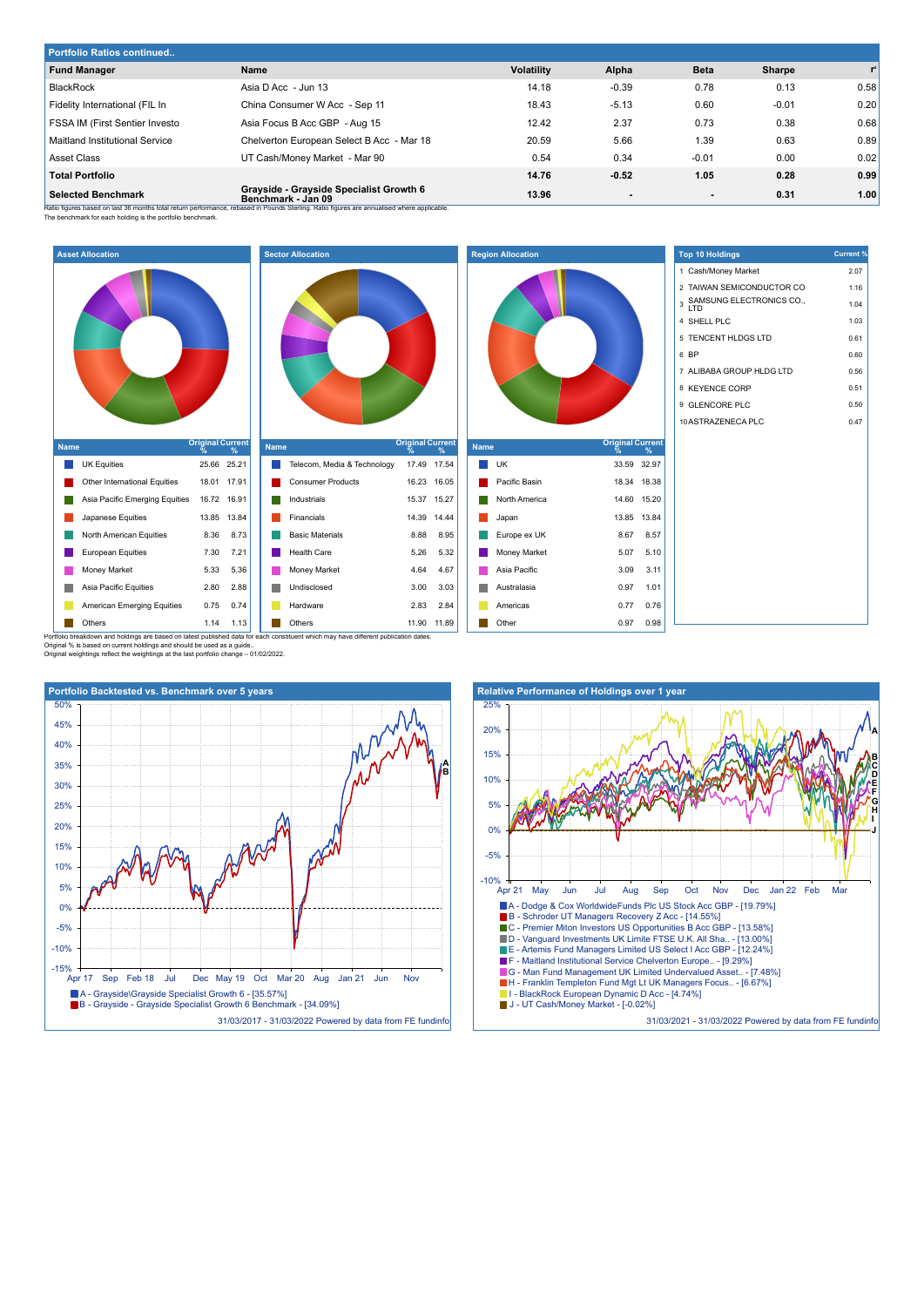## Portfolio Ratios continued..

| Fund Manager | Name | Volatility | Alpha | Beta | Sharpe | r² |
|---|---|---|---|---|---|---|
| BlackRock | Asia D Acc - Jun 13 | 14.18 | -0.39 | 0.78 | 0.13 | 0.58 |
| Fidelity International (FIL In | China Consumer W Acc - Sep 11 | 18.43 | -5.13 | 0.60 | -0.01 | 0.20 |
| FSSA IM (First Sentier Investo | Asia Focus B Acc GBP - Aug 15 | 12.42 | 2.37 | 0.73 | 0.38 | 0.68 |
| Maitland Institutional Service | Chelverton European Select B Acc - Mar 18 | 20.59 | 5.66 | 1.39 | 0.63 | 0.89 |
| Asset Class | UT Cash/Money Market - Mar 90 | 0.54 | 0.34 | -0.01 | 0.00 | 0.02 |
| **Total Portfolio** | | **14.76** | **-0.52** | **1.05** | **0.28** | **0.99** |
| **Selected Benchmark** | **Grayside - Grayside Specialist Growth 6 Benchmark - Jan 09** | **13.96** | **-** | **-** | **0.31** | **1.00** |

Ratio figures based on last 36 months total return performance, rebased in Pounds Sterling. Ratio figures are annualised where applicable.
The benchmark for each holding is the portfolio benchmark.

### Asset Allocation

| Name | Original % | Current % |
|---|---|---|
| UK Equities | 25.66 | 25.21 |
| Other International Equities | 18.01 | 17.91 |
| Asia Pacific Emerging Equities | 16.72 | 16.91 |
| Japanese Equities | 13.85 | 13.84 |
| North American Equities | 8.36 | 8.73 |
| European Equities | 7.30 | 7.21 |
| Money Market | 5.33 | 5.36 |
| Asia Pacific Equities | 2.80 | 2.88 |
| American Emerging Equities | 0.75 | 0.74 |
| Others | 1.14 | 1.13 |

### Sector Allocation

| Name | Original % | Current % |
|---|---|---|
| Telecom, Media & Technology | 17.49 | 17.54 |
| Consumer Products | 16.23 | 16.05 |
| Industrials | 15.37 | 15.27 |
| Financials | 14.39 | 14.44 |
| Basic Materials | 8.88 | 8.95 |
| Health Care | 5.26 | 5.32 |
| Money Market | 4.64 | 4.67 |
| Undisclosed | 3.00 | 3.03 |
| Hardware | 2.83 | 2.84 |
| Others | 11.90 | 11.89 |

### Region Allocation

| Name | Original % | Current % |
|---|---|---|
| UK | 33.59 | 32.97 |
| Pacific Basin | 18.34 | 18.38 |
| North America | 14.60 | 15.20 |
| Japan | 13.85 | 13.84 |
| Europe ex UK | 8.67 | 8.57 |
| Money Market | 5.07 | 5.10 |
| Asia Pacific | 3.09 | 3.11 |
| Australasia | 0.97 | 1.01 |
| Americas | 0.77 | 0.76 |
| Other | 0.97 | 0.98 |

### Top 10 Holdings

| # | Top 10 Holdings | Current % |
|---|---|---|
| 1 | Cash/Money Market | 2.07 |
| 2 | TAIWAN SEMICONDUCTOR CO | 1.16 |
| 3 | SAMSUNG ELECTRONICS CO., LTD | 1.04 |
| 4 | SHELL PLC | 1.03 |
| 5 | TENCENT HLDGS LTD | 0.61 |
| 6 | BP | 0.60 |
| 7 | ALIBABA GROUP HLDG LTD | 0.56 |
| 8 | KEYENCE CORP | 0.51 |
| 9 | GLENCORE PLC | 0.50 |
| 10 | ASTRAZENECA PLC | 0.47 |

Portfolio breakdown and holdings are based on latest published data for each constituent which may have different publication dates.
Original % is based on current holdings and should be used as a guide..
Original weightings reflect the weightings at the last portfolio change – 01/02/2022.

### Portfolio Backtested vs. Benchmark over 5 years

- A - Grayside\Grayside Specialist Growth 6 - [35.57%]
- B - Grayside - Grayside Specialist Growth 6 Benchmark - [34.09%]

31/03/2017 - 31/03/2022 Powered by data from FE fundinfo

### Relative Performance of Holdings over 1 year

- A - Dodge & Cox WorldwideFunds Plc US Stock Acc GBP - [19.79%]
- B - Schroder UT Managers Recovery Z Acc - [14.55%]
- C - Premier Miton Investors US Opportunities B Acc GBP - [13.58%]
- D - Vanguard Investments UK Limite FTSE U.K. All Sha.. - [13.00%]
- E - Artemis Fund Managers Limited US Select I Acc GBP - [12.24%]
- F - Maitland Institutional Service Chelverton Europe.. - [9.29%]
- G - Man Fund Management UK Limited Undervalued Asset.. - [7.48%]
- H - Franklin Templeton Fund Mgt Lt UK Managers Focus.. - [6.67%]
- I - BlackRock European Dynamic D Acc - [4.74%]
- J - UT Cash/Money Market - [-0.02%]

31/03/2021 - 31/03/2022 Powered by data from FE fundinfo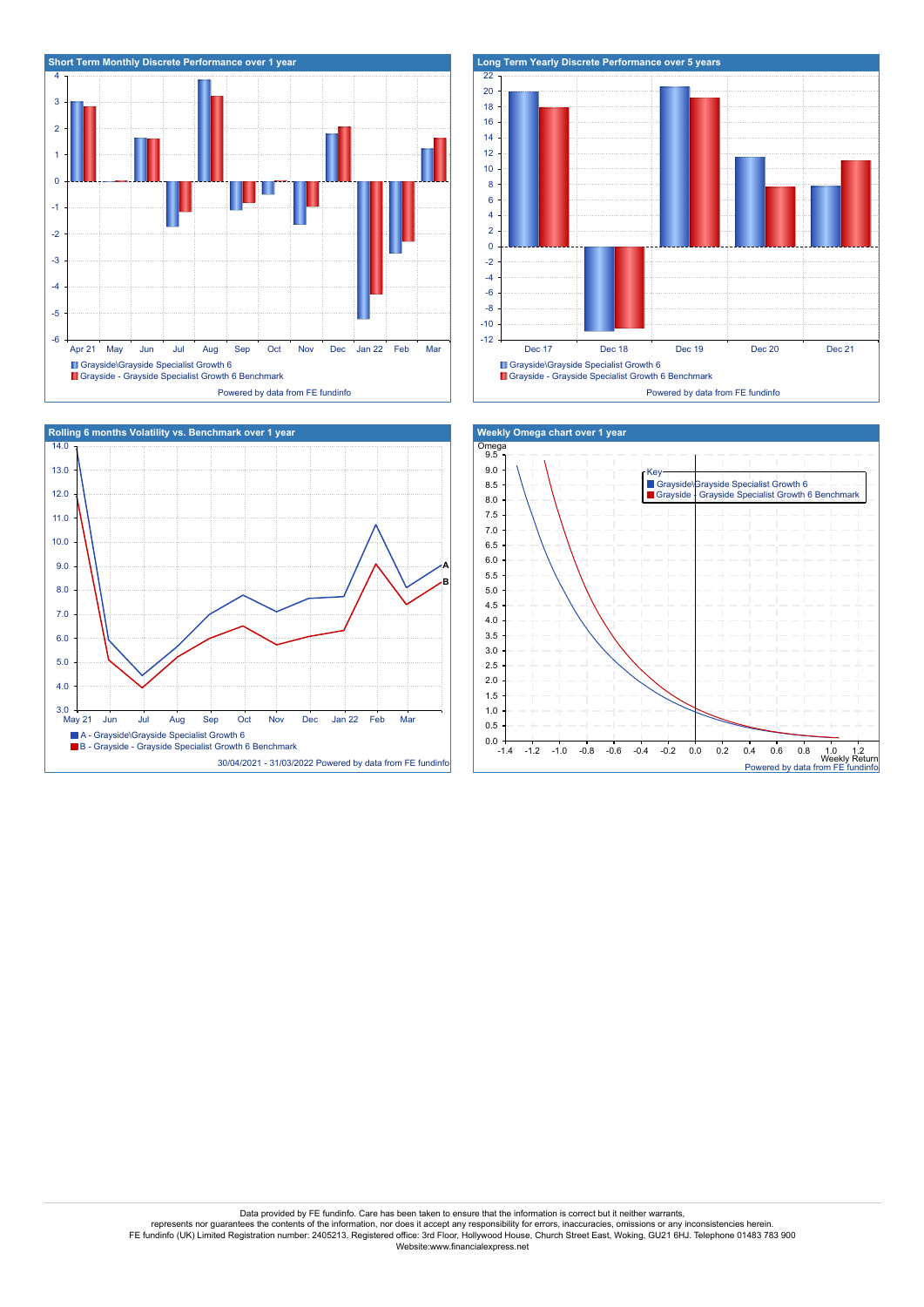## Short Term Monthly Discrete Performance over 1 year

4
3
2
1
0
-1
-2
-3
-4
-5
-6

Apr 21 May Jun Jul Aug Sep Oct Nov Dec Jan 22 Feb Mar

Grayside\Grayside Specialist Growth 6
Grayside - Grayside Specialist Growth 6 Benchmark

Powered by data from FE fundinfo

## Long Term Yearly Discrete Performance over 5 years

22
20
18
16
14
12
10
8
6
4
2
0
-2
-4
-6
-8
-10
-12

Dec 17 Dec 18 Dec 19 Dec 20 Dec 21

Grayside\Grayside Specialist Growth 6
Grayside - Grayside Specialist Growth 6 Benchmark

Powered by data from FE fundinfo

## Rolling 6 months Volatility vs. Benchmark over 1 year

14.0
13.0
12.0
11.0
10.0
9.0
8.0
7.0
6.0
5.0
4.0
3.0

May 21 Jun Jul Aug Sep Oct Nov Dec Jan 22 Feb Mar

A
B

A - Grayside\Grayside Specialist Growth 6
B - Grayside - Grayside Specialist Growth 6 Benchmark

30/04/2021 - 31/03/2022 Powered by data from FE fundinfo

## Weekly Omega chart over 1 year

Omega

9.5
9.0
8.5
8.0
7.5
7.0
6.5
6.0
5.5
5.0
4.5
4.0
3.5
3.0
2.5
2.0
1.5
1.0
0.5
0.0

-1.4 -1.2 -1.0 -0.8 -0.6 -0.4 -0.2 0.0 0.2 0.4 0.6 0.8 1.0 1.2

Weekly Return

Key
Grayside\Grayside Specialist Growth 6
Grayside - Grayside Specialist Growth 6 Benchmark

Powered by data from FE fundinfo

---

Data provided by FE fundinfo. Care has been taken to ensure that the information is correct but it neither warrants, represents nor guarantees the contents of the information, nor does it accept any responsibility for errors, inaccuracies, omissions or any inconsistencies herein.
FE fundinfo (UK) Limited Registration number: 2405213. Registered office: 3rd Floor, Hollywood House, Church Street East, Woking, GU21 6HJ. Telephone 01483 783 900
Website:www.financialexpress.net